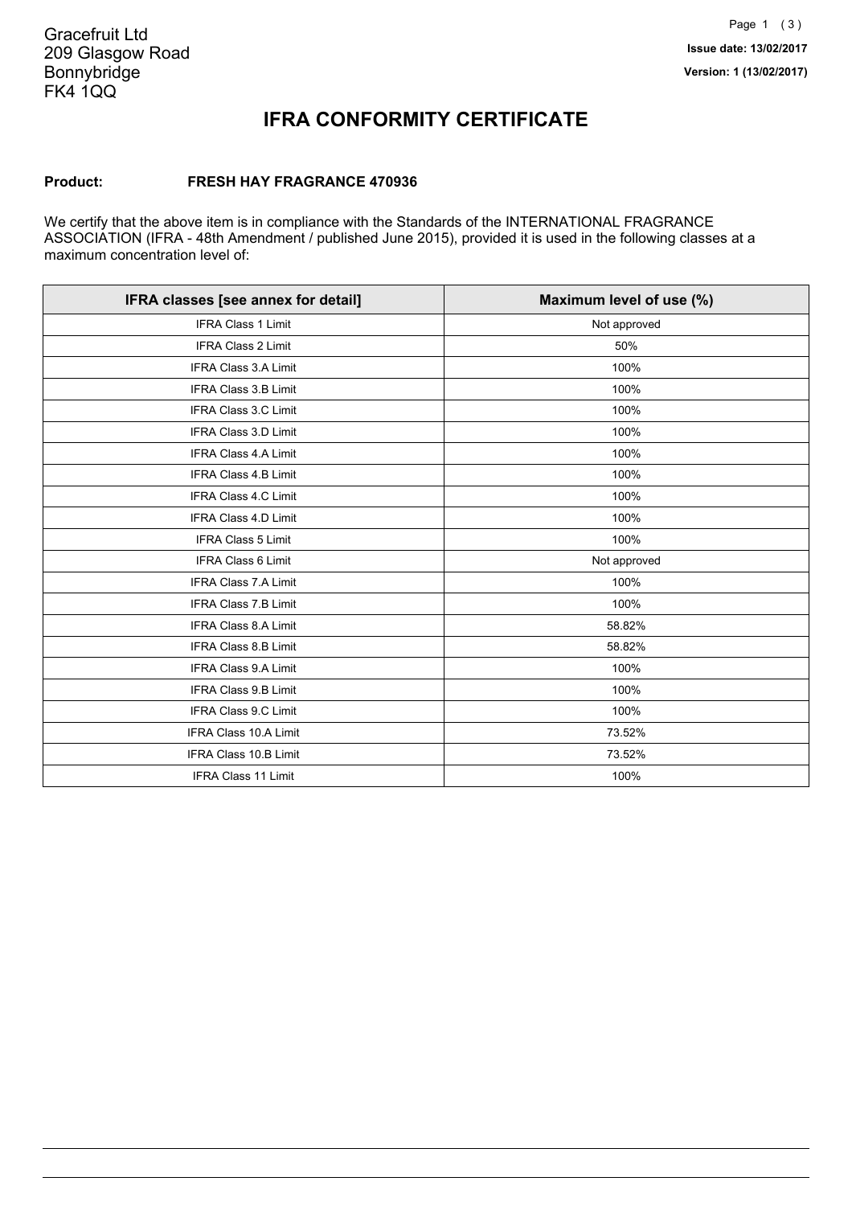Gracefruit Ltd
209 Glasgow Road
Bonnybridge
FK4 1QQ

**Issue date: 13/02/2017**
**Version: 1 (13/02/2017)**

# IFRA CONFORMITY CERTIFICATE

**Product:** **FRESH HAY FRAGRANCE 470936**

We certify that the above item is in compliance with the Standards of the INTERNATIONAL FRAGRANCE ASSOCIATION (IFRA - 48th Amendment / published June 2015), provided it is used in the following classes at a maximum concentration level of:

| IFRA classes [see annex for detail] | Maximum level of use (%) |
|---|---|
| IFRA Class 1 Limit | Not approved |
| IFRA Class 2 Limit | 50% |
| IFRA Class 3.A Limit | 100% |
| IFRA Class 3.B Limit | 100% |
| IFRA Class 3.C Limit | 100% |
| IFRA Class 3.D Limit | 100% |
| IFRA Class 4.A Limit | 100% |
| IFRA Class 4.B Limit | 100% |
| IFRA Class 4.C Limit | 100% |
| IFRA Class 4.D Limit | 100% |
| IFRA Class 5 Limit | 100% |
| IFRA Class 6 Limit | Not approved |
| IFRA Class 7.A Limit | 100% |
| IFRA Class 7.B Limit | 100% |
| IFRA Class 8.A Limit | 58.82% |
| IFRA Class 8.B Limit | 58.82% |
| IFRA Class 9.A Limit | 100% |
| IFRA Class 9.B Limit | 100% |
| IFRA Class 9.C Limit | 100% |
| IFRA Class 10.A Limit | 73.52% |
| IFRA Class 10.B Limit | 73.52% |
| IFRA Class 11 Limit | 100% |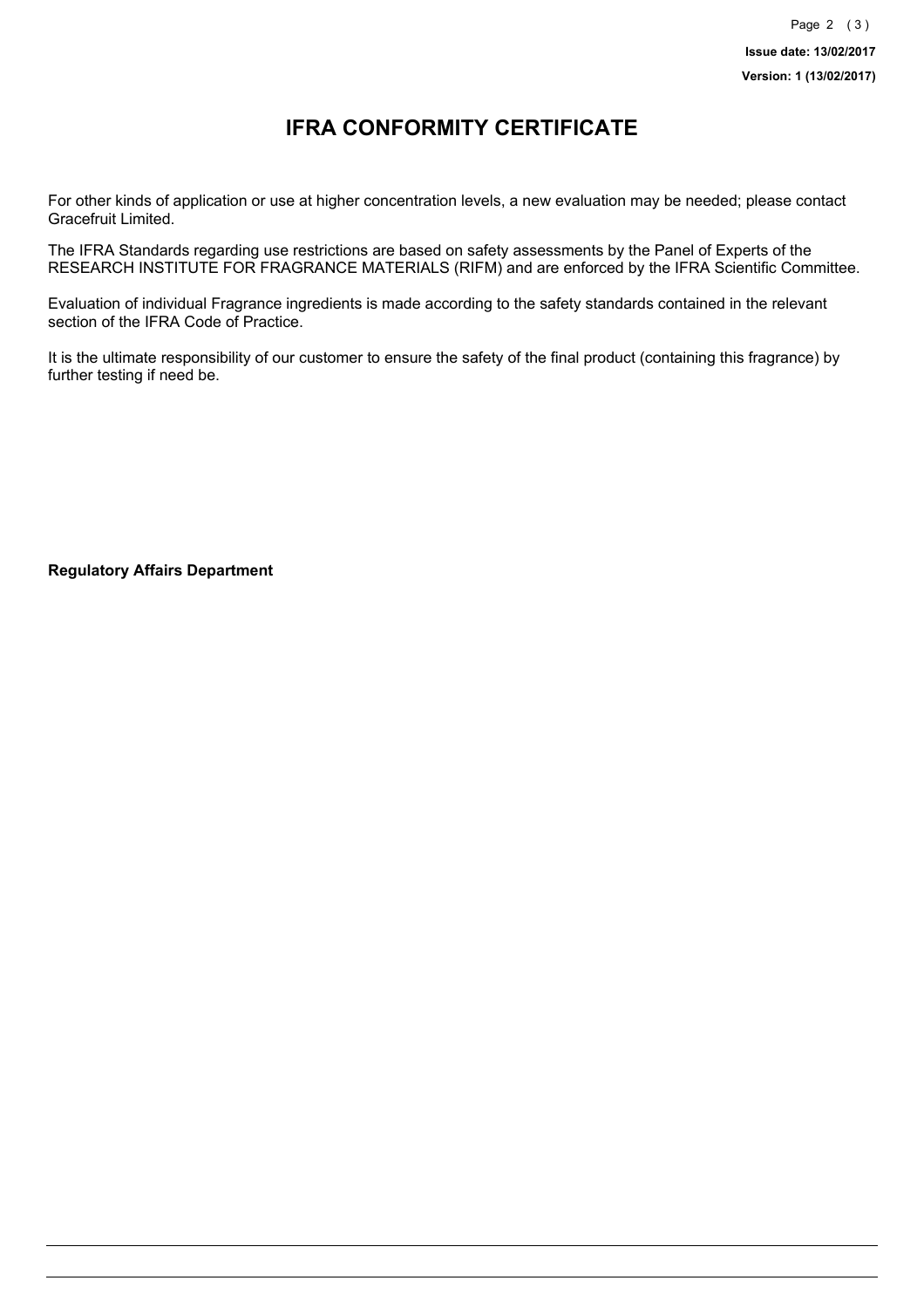# IFRA CONFORMITY CERTIFICATE

For other kinds of application or use at higher concentration levels, a new evaluation may be needed; please contact Gracefruit Limited.

The IFRA Standards regarding use restrictions are based on safety assessments by the Panel of Experts of the RESEARCH INSTITUTE FOR FRAGRANCE MATERIALS (RIFM) and are enforced by the IFRA Scientific Committee.

Evaluation of individual Fragrance ingredients is made according to the safety standards contained in the relevant section of the IFRA Code of Practice.

It is the ultimate responsibility of our customer to ensure the safety of the final product (containing this fragrance) by further testing if need be.

**Regulatory Affairs Department**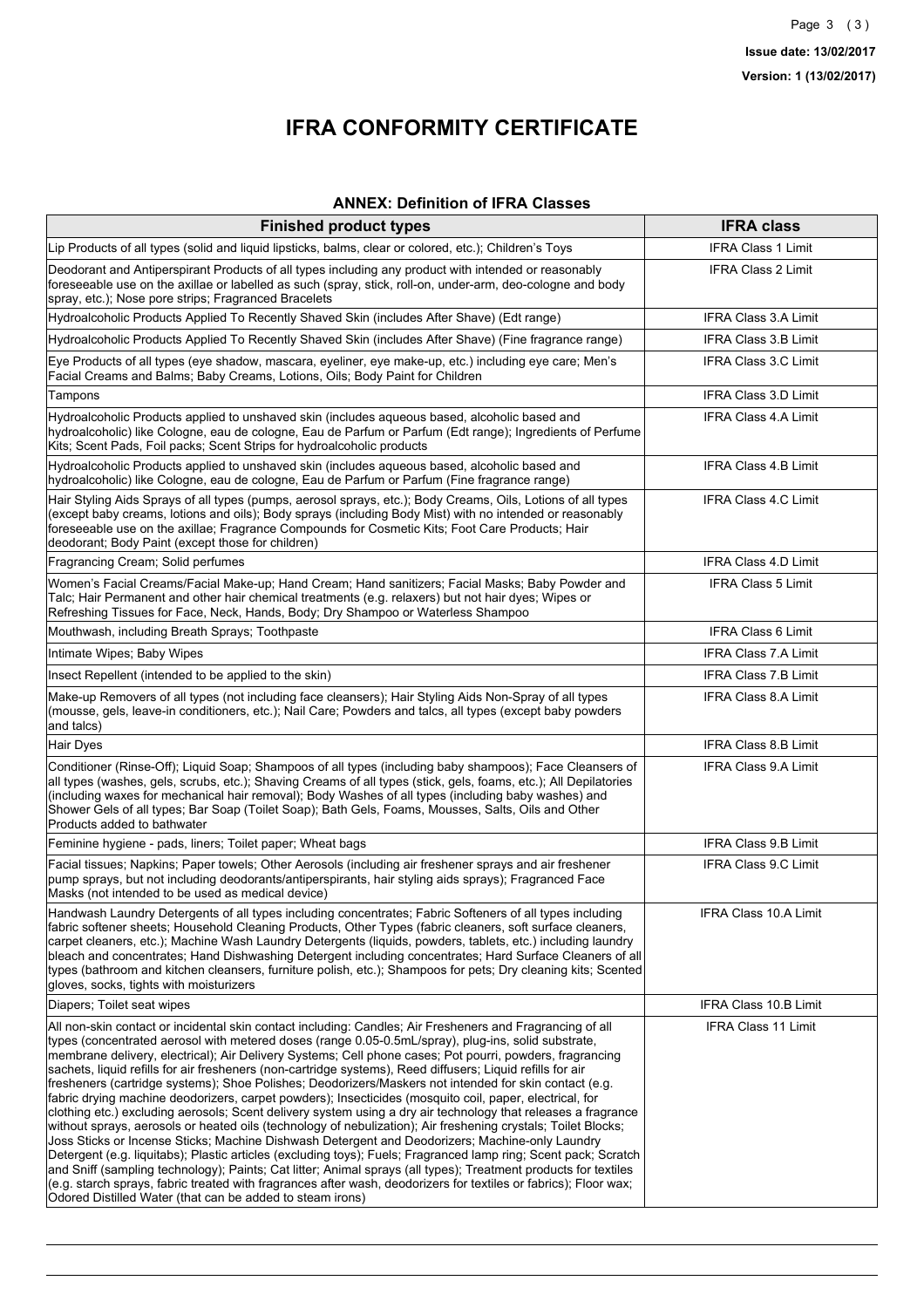**Issue date: 13/02/2017**

**Version: 1 (13/02/2017)**

# IFRA CONFORMITY CERTIFICATE

### ANNEX: Definition of IFRA Classes

| Finished product types | IFRA class |
| --- | --- |
| Lip Products of all types (solid and liquid lipsticks, balms, clear or colored, etc.); Children's Toys | IFRA Class 1 Limit |
| Deodorant and Antiperspirant Products of all types including any product with intended or reasonably foreseeable use on the axillae or labelled as such (spray, stick, roll-on, under-arm, deo-cologne and body spray, etc.); Nose pore strips; Fragranced Bracelets | IFRA Class 2 Limit |
| Hydroalcoholic Products Applied To Recently Shaved Skin (includes After Shave) (Edt range) | IFRA Class 3.A Limit |
| Hydroalcoholic Products Applied To Recently Shaved Skin (includes After Shave) (Fine fragrance range) | IFRA Class 3.B Limit |
| Eye Products of all types (eye shadow, mascara, eyeliner, eye make-up, etc.) including eye care; Men's Facial Creams and Balms; Baby Creams, Lotions, Oils; Body Paint for Children | IFRA Class 3.C Limit |
| Tampons | IFRA Class 3.D Limit |
| Hydroalcoholic Products applied to unshaved skin (includes aqueous based, alcoholic based and hydroalcoholic) like Cologne, eau de cologne, Eau de Parfum or Parfum (Edt range); Ingredients of Perfume Kits; Scent Pads, Foil packs; Scent Strips for hydroalcoholic products | IFRA Class 4.A Limit |
| Hydroalcoholic Products applied to unshaved skin (includes aqueous based, alcoholic based and hydroalcoholic) like Cologne, eau de cologne, Eau de Parfum or Parfum (Fine fragrance range) | IFRA Class 4.B Limit |
| Hair Styling Aids Sprays of all types (pumps, aerosol sprays, etc.); Body Creams, Oils, Lotions of all types (except baby creams, lotions and oils); Body sprays (including Body Mist) with no intended or reasonably foreseeable use on the axillae; Fragrance Compounds for Cosmetic Kits; Foot Care Products; Hair deodorant; Body Paint (except those for children) | IFRA Class 4.C Limit |
| Fragrancing Cream; Solid perfumes | IFRA Class 4.D Limit |
| Women's Facial Creams/Facial Make-up; Hand Cream; Hand sanitizers; Facial Masks; Baby Powder and Talc; Hair Permanent and other hair chemical treatments (e.g. relaxers) but not hair dyes; Wipes or Refreshing Tissues for Face, Neck, Hands, Body; Dry Shampoo or Waterless Shampoo | IFRA Class 5 Limit |
| Mouthwash, including Breath Sprays; Toothpaste | IFRA Class 6 Limit |
| Intimate Wipes; Baby Wipes | IFRA Class 7.A Limit |
| Insect Repellent (intended to be applied to the skin) | IFRA Class 7.B Limit |
| Make-up Removers of all types (not including face cleansers); Hair Styling Aids Non-Spray of all types (mousse, gels, leave-in conditioners, etc.); Nail Care; Powders and talcs, all types (except baby powders and talcs) | IFRA Class 8.A Limit |
| Hair Dyes | IFRA Class 8.B Limit |
| Conditioner (Rinse-Off); Liquid Soap; Shampoos of all types (including baby shampoos); Face Cleansers of all types (washes, gels, scrubs, etc.); Shaving Creams of all types (stick, gels, foams, etc.); All Depilatories (including waxes for mechanical hair removal); Body Washes of all types (including baby washes) and Shower Gels of all types; Bar Soap (Toilet Soap); Bath Gels, Foams, Mousses, Salts, Oils and Other Products added to bathwater | IFRA Class 9.A Limit |
| Feminine hygiene - pads, liners; Toilet paper; Wheat bags | IFRA Class 9.B Limit |
| Facial tissues; Napkins; Paper towels; Other Aerosols (including air freshener sprays and air freshener pump sprays, but not including deodorants/antiperspirants, hair styling aids sprays); Fragranced Face Masks (not intended to be used as medical device) | IFRA Class 9.C Limit |
| Handwash Laundry Detergents of all types including concentrates; Fabric Softeners of all types including fabric softener sheets; Household Cleaning Products, Other Types (fabric cleaners, soft surface cleaners, carpet cleaners, etc.); Machine Wash Laundry Detergents (liquids, powders, tablets, etc.) including laundry bleach and concentrates; Hand Dishwashing Detergent including concentrates; Hard Surface Cleaners of all types (bathroom and kitchen cleansers, furniture polish, etc.); Shampoos for pets; Dry cleaning kits; Scented gloves, socks, tights with moisturizers | IFRA Class 10.A Limit |
| Diapers; Toilet seat wipes | IFRA Class 10.B Limit |
| All non-skin contact or incidental skin contact including: Candles; Air Fresheners and Fragrancing of all types (concentrated aerosol with metered doses (range 0.05-0.5mL/spray), plug-ins, solid substrate, membrane delivery, electrical); Air Delivery Systems; Cell phone cases; Pot pourri, powders, fragrancing sachets, liquid refills for air fresheners (non-cartridge systems), Reed diffusers; Liquid refills for air fresheners (cartridge systems); Shoe Polishes; Deodorizers/Maskers not intended for skin contact (e.g. fabric drying machine deodorizers, carpet powders); Insecticides (mosquito coil, paper, electrical, for clothing etc.) excluding aerosols; Scent delivery system using a dry air technology that releases a fragrance without sprays, aerosols or heated oils (technology of nebulization); Air freshening crystals; Toilet Blocks; Joss Sticks or Incense Sticks; Machine Dishwash Detergent and Deodorizers; Machine-only Laundry Detergent (e.g. liquitabs); Plastic articles (excluding toys); Fuels; Fragranced lamp ring; Scent pack; Scratch and Sniff (sampling technology); Paints; Cat litter; Animal sprays (all types); Treatment products for textiles (e.g. starch sprays, fabric treated with fragrances after wash, deodorizers for textiles or fabrics); Floor wax; Odored Distilled Water (that can be added to steam irons) | IFRA Class 11 Limit |